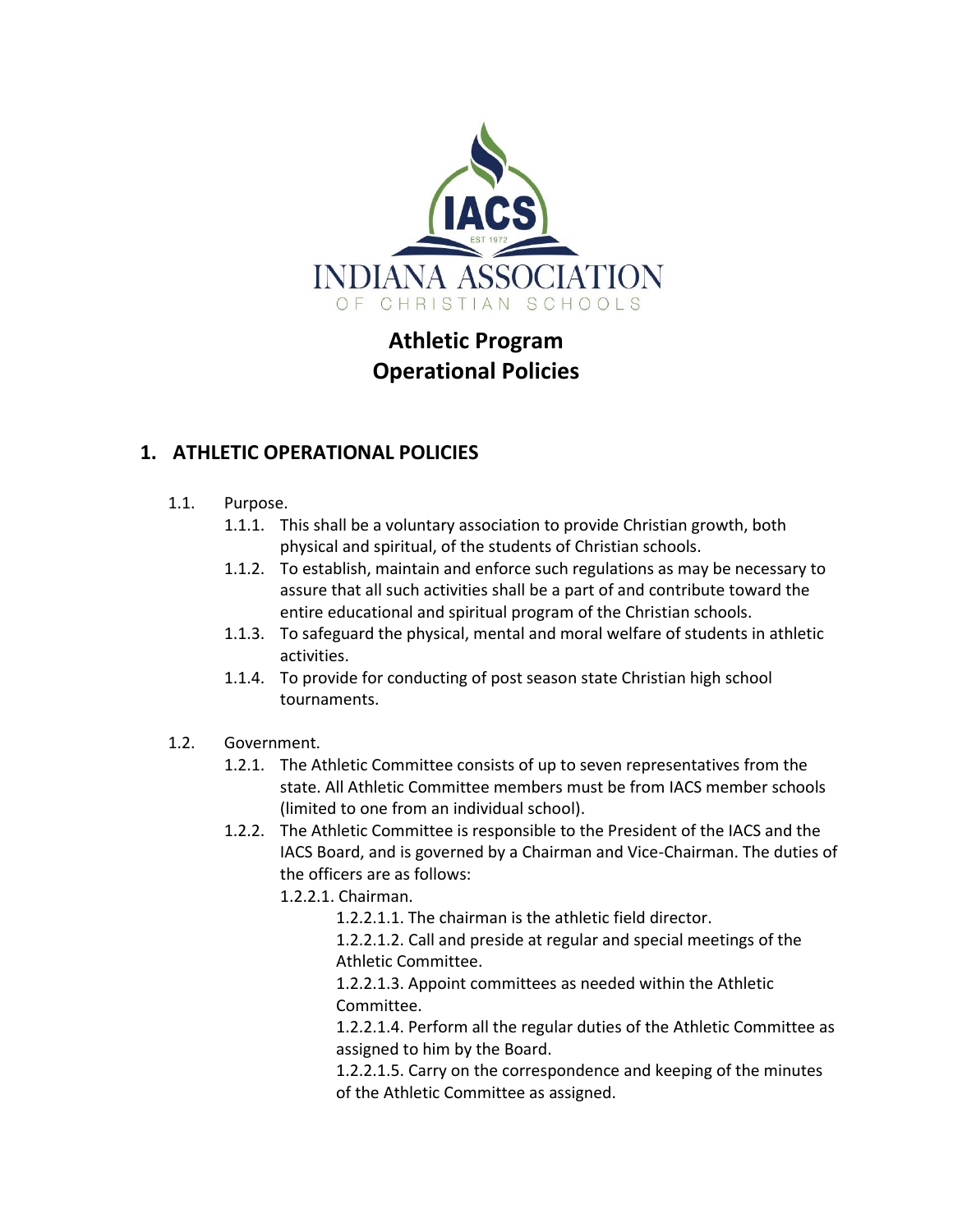# Athletic Program
# Operational Policies

## 1. ATHLETIC OPERATIONAL POLICIES

1.1. Purpose.

1.1.1. This shall be a voluntary association to provide Christian growth, both physical and spiritual, of the students of Christian schools.

1.1.2. To establish, maintain and enforce such regulations as may be necessary to assure that all such activities shall be a part of and contribute toward the entire educational and spiritual program of the Christian schools.

1.1.3. To safeguard the physical, mental and moral welfare of students in athletic activities.

1.1.4. To provide for conducting of post season state Christian high school tournaments.

1.2. Government.

1.2.1. The Athletic Committee consists of up to seven representatives from the state. All Athletic Committee members must be from IACS member schools (limited to one from an individual school).

1.2.2. The Athletic Committee is responsible to the President of the IACS and the IACS Board, and is governed by a Chairman and Vice-Chairman. The duties of the officers are as follows:

1.2.2.1. Chairman.

1.2.2.1.1. The chairman is the athletic field director.

1.2.2.1.2. Call and preside at regular and special meetings of the Athletic Committee.

1.2.2.1.3. Appoint committees as needed within the Athletic Committee.

1.2.2.1.4. Perform all the regular duties of the Athletic Committee as assigned to him by the Board.

1.2.2.1.5. Carry on the correspondence and keeping of the minutes of the Athletic Committee as assigned.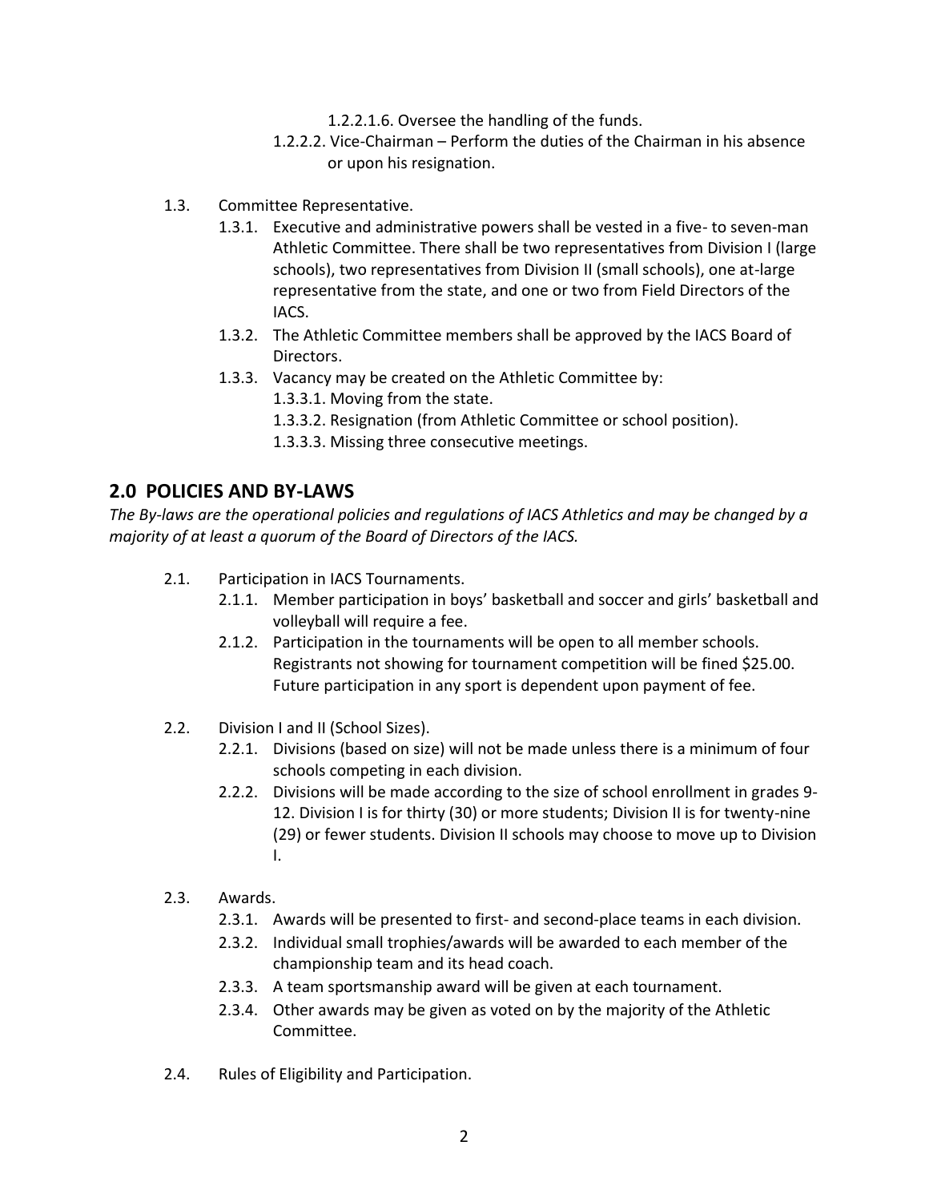1.2.2.1.6. Oversee the handling of the funds.

1.2.2.2. Vice-Chairman – Perform the duties of the Chairman in his absence or upon his resignation.

1.3. Committee Representative.

1.3.1. Executive and administrative powers shall be vested in a five- to seven-man Athletic Committee. There shall be two representatives from Division I (large schools), two representatives from Division II (small schools), one at-large representative from the state, and one or two from Field Directors of the IACS.

1.3.2. The Athletic Committee members shall be approved by the IACS Board of Directors.

1.3.3. Vacancy may be created on the Athletic Committee by:

1.3.3.1. Moving from the state.

1.3.3.2. Resignation (from Athletic Committee or school position).

1.3.3.3. Missing three consecutive meetings.

## 2.0 POLICIES AND BY-LAWS

*The By-laws are the operational policies and regulations of IACS Athletics and may be changed by a majority of at least a quorum of the Board of Directors of the IACS.*

2.1. Participation in IACS Tournaments.

2.1.1. Member participation in boys' basketball and soccer and girls' basketball and volleyball will require a fee.

2.1.2. Participation in the tournaments will be open to all member schools. Registrants not showing for tournament competition will be fined $25.00. Future participation in any sport is dependent upon payment of fee.

2.2. Division I and II (School Sizes).

2.2.1. Divisions (based on size) will not be made unless there is a minimum of four schools competing in each division.

2.2.2. Divisions will be made according to the size of school enrollment in grades 9-12. Division I is for thirty (30) or more students; Division II is for twenty-nine (29) or fewer students. Division II schools may choose to move up to Division I.

2.3. Awards.

2.3.1. Awards will be presented to first- and second-place teams in each division.

2.3.2. Individual small trophies/awards will be awarded to each member of the championship team and its head coach.

2.3.3. A team sportsmanship award will be given at each tournament.

2.3.4. Other awards may be given as voted on by the majority of the Athletic Committee.

2.4. Rules of Eligibility and Participation.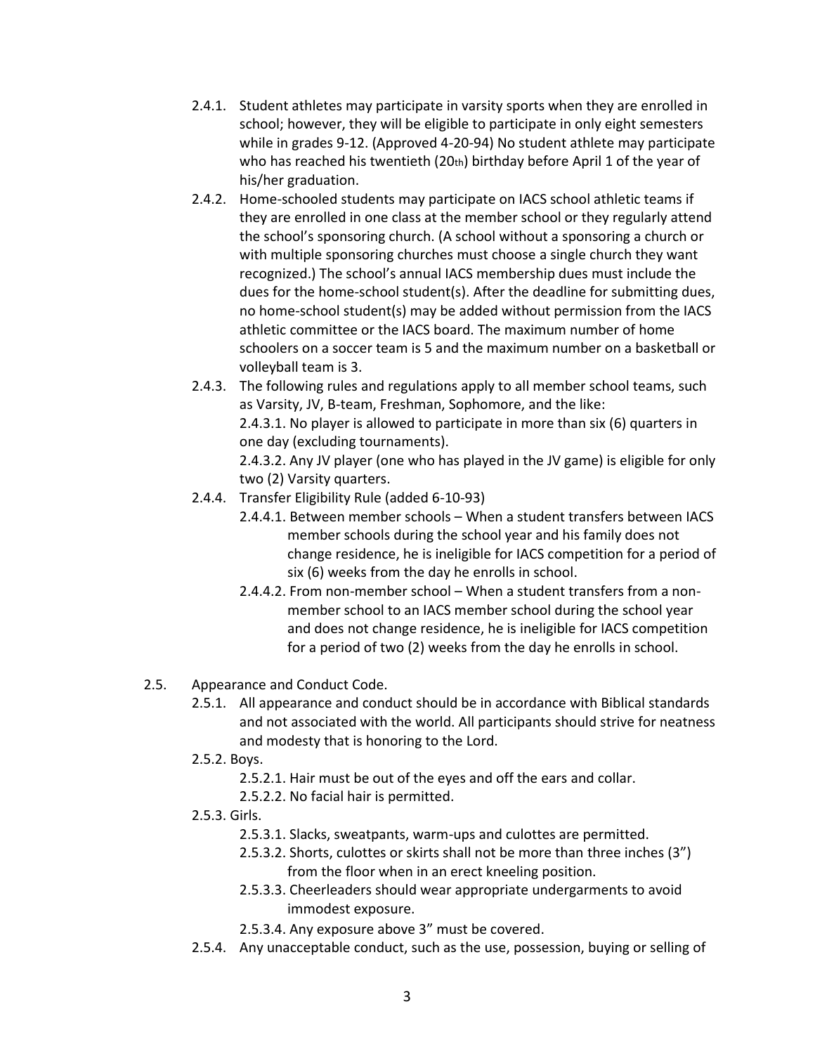- 2.4.1. Student athletes may participate in varsity sports when they are enrolled in school; however, they will be eligible to participate in only eight semesters while in grades 9-12. (Approved 4-20-94) No student athlete may participate who has reached his twentieth (20th) birthday before April 1 of the year of his/her graduation.
- 2.4.2. Home-schooled students may participate on IACS school athletic teams if they are enrolled in one class at the member school or they regularly attend the school's sponsoring church. (A school without a sponsoring a church or with multiple sponsoring churches must choose a single church they want recognized.) The school's annual IACS membership dues must include the dues for the home-school student(s). After the deadline for submitting dues, no home-school student(s) may be added without permission from the IACS athletic committee or the IACS board. The maximum number of home schoolers on a soccer team is 5 and the maximum number on a basketball or volleyball team is 3.
- 2.4.3. The following rules and regulations apply to all member school teams, such as Varsity, JV, B-team, Freshman, Sophomore, and the like:
  - 2.4.3.1. No player is allowed to participate in more than six (6) quarters in one day (excluding tournaments).
  - 2.4.3.2. Any JV player (one who has played in the JV game) is eligible for only two (2) Varsity quarters.
- 2.4.4. Transfer Eligibility Rule (added 6-10-93)
  - 2.4.4.1. Between member schools – When a student transfers between IACS member schools during the school year and his family does not change residence, he is ineligible for IACS competition for a period of six (6) weeks from the day he enrolls in school.
  - 2.4.4.2. From non-member school – When a student transfers from a non-member school to an IACS member school during the school year and does not change residence, he is ineligible for IACS competition for a period of two (2) weeks from the day he enrolls in school.

2.5. Appearance and Conduct Code.

- 2.5.1. All appearance and conduct should be in accordance with Biblical standards and not associated with the world. All participants should strive for neatness and modesty that is honoring to the Lord.
- 2.5.2. Boys.
  - 2.5.2.1. Hair must be out of the eyes and off the ears and collar.
  - 2.5.2.2. No facial hair is permitted.
- 2.5.3. Girls.
  - 2.5.3.1. Slacks, sweatpants, warm-ups and culottes are permitted.
  - 2.5.3.2. Shorts, culottes or skirts shall not be more than three inches (3") from the floor when in an erect kneeling position.
  - 2.5.3.3. Cheerleaders should wear appropriate undergarments to avoid immodest exposure.
  - 2.5.3.4. Any exposure above 3" must be covered.
- 2.5.4. Any unacceptable conduct, such as the use, possession, buying or selling of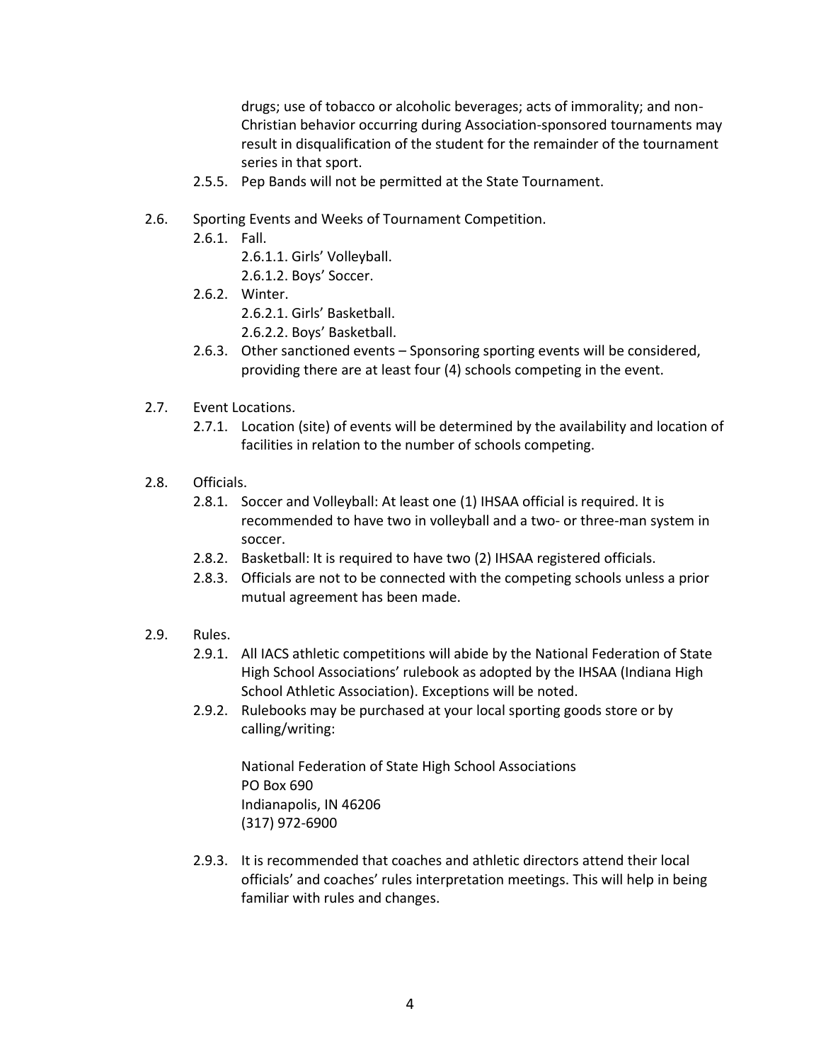drugs; use of tobacco or alcoholic beverages; acts of immorality; and non-Christian behavior occurring during Association-sponsored tournaments may result in disqualification of the student for the remainder of the tournament series in that sport.

2.5.5. Pep Bands will not be permitted at the State Tournament.

2.6. Sporting Events and Weeks of Tournament Competition.

2.6.1. Fall.

2.6.1.1. Girls' Volleyball.

2.6.1.2. Boys' Soccer.

2.6.2. Winter.

2.6.2.1. Girls' Basketball.

2.6.2.2. Boys' Basketball.

2.6.3. Other sanctioned events – Sponsoring sporting events will be considered, providing there are at least four (4) schools competing in the event.

2.7. Event Locations.

2.7.1. Location (site) of events will be determined by the availability and location of facilities in relation to the number of schools competing.

2.8. Officials.

2.8.1. Soccer and Volleyball: At least one (1) IHSAA official is required. It is recommended to have two in volleyball and a two- or three-man system in soccer.

2.8.2. Basketball: It is required to have two (2) IHSAA registered officials.

2.8.3. Officials are not to be connected with the competing schools unless a prior mutual agreement has been made.

2.9. Rules.

2.9.1. All IACS athletic competitions will abide by the National Federation of State High School Associations' rulebook as adopted by the IHSAA (Indiana High School Athletic Association). Exceptions will be noted.

2.9.2. Rulebooks may be purchased at your local sporting goods store or by calling/writing:

National Federation of State High School Associations
PO Box 690
Indianapolis, IN 46206
(317) 972-6900

2.9.3. It is recommended that coaches and athletic directors attend their local officials' and coaches' rules interpretation meetings. This will help in being familiar with rules and changes.